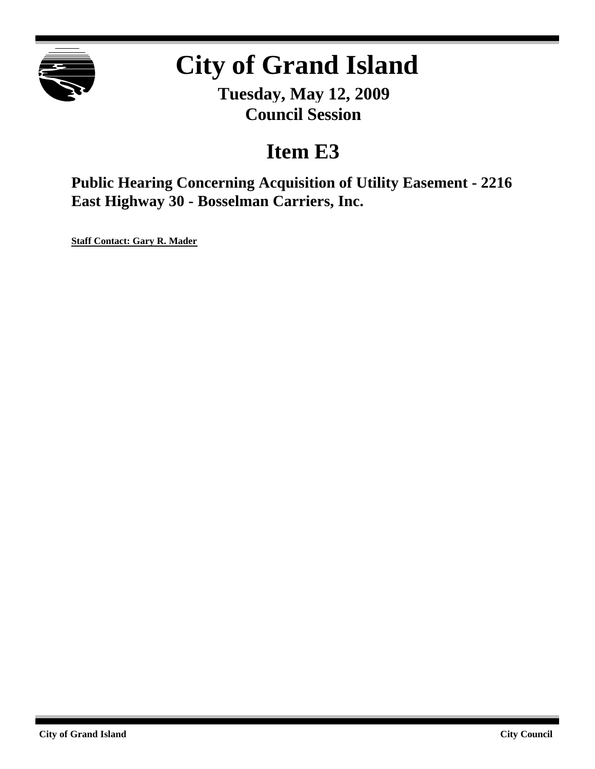# City of Grand Island

**Tuesday, May 12, 2009**
**Council Session**

## Item E3

### Public Hearing Concerning Acquisition of Utility Easement - 2216 East Highway 30 - Bosselman Carriers, Inc.

**Staff Contact: Gary R. Mader**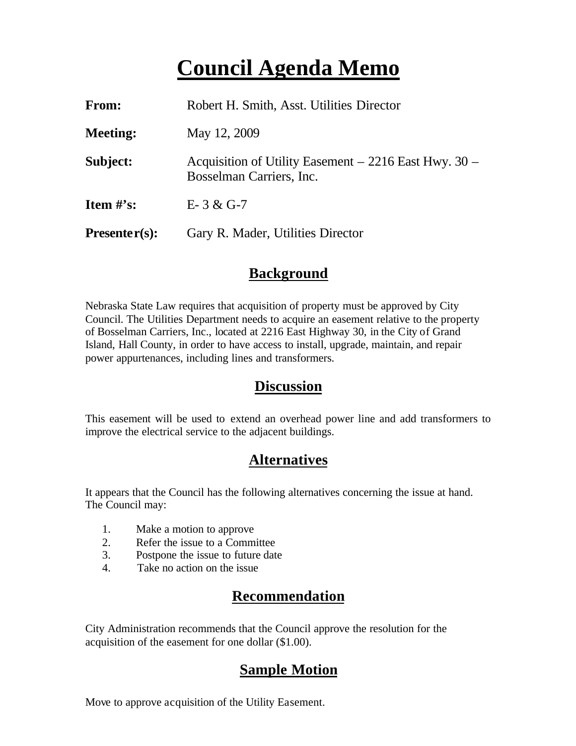# Council Agenda Memo

**From:** Robert H. Smith, Asst. Utilities Director

**Meeting:** May 12, 2009

**Subject:** Acquisition of Utility Easement – 2216 East Hwy. 30 – Bosselman Carriers, Inc.

**Item #'s:** E- 3 & G-7

**Presenter(s):** Gary R. Mader, Utilities Director

## Background

Nebraska State Law requires that acquisition of property must be approved by City Council. The Utilities Department needs to acquire an easement relative to the property of Bosselman Carriers, Inc., located at 2216 East Highway 30, in the City of Grand Island, Hall County, in order to have access to install, upgrade, maintain, and repair power appurtenances, including lines and transformers.

## Discussion

This easement will be used to extend an overhead power line and add transformers to improve the electrical service to the adjacent buildings.

## Alternatives

It appears that the Council has the following alternatives concerning the issue at hand. The Council may:

1. Make a motion to approve
2. Refer the issue to a Committee
3. Postpone the issue to future date
4. Take no action on the issue

## Recommendation

City Administration recommends that the Council approve the resolution for the acquisition of the easement for one dollar ($1.00).

## Sample Motion

Move to approve acquisition of the Utility Easement.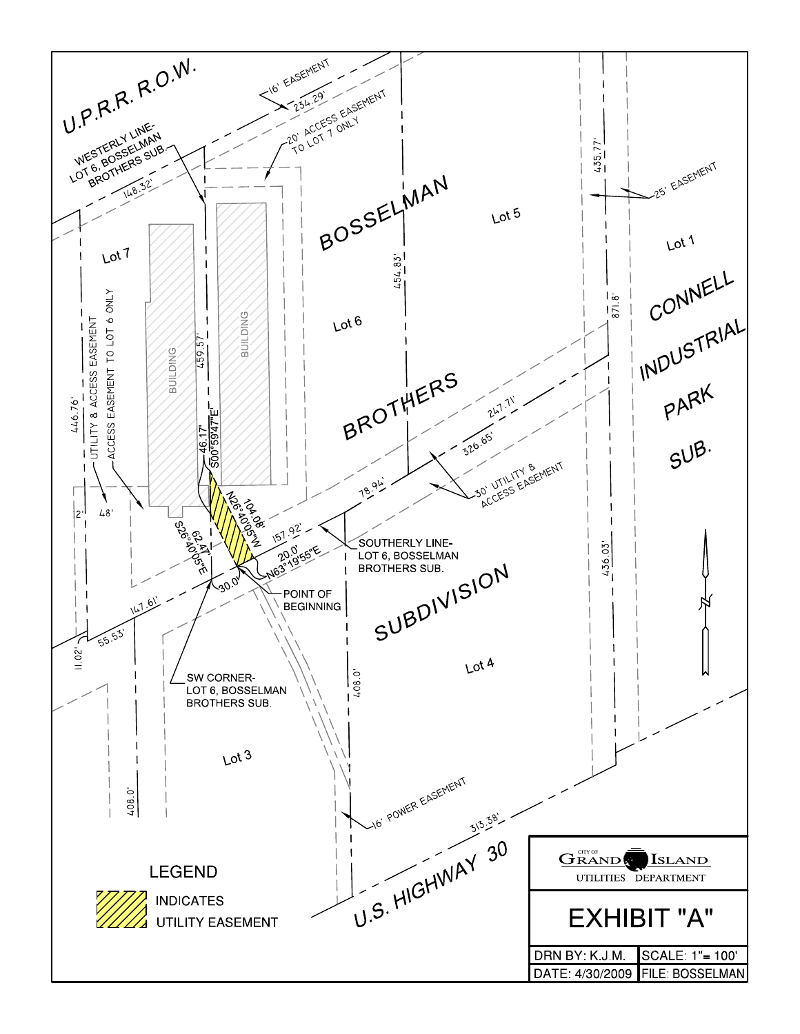U.P.R.R. R.O.W.

16' EASEMENT

234.29'

20' ACCESS EASEMENT TO LOT 7 ONLY

WESTERLY LINE-LOT 6, BOSSELMAN BROTHERS SUB.

148.32'

435.77'

25' EASEMENT

BOSSELMAN

Lot 5

Lot 1

Lot 7

454.83'

871.8'

CONNELL

INDUSTRIAL

PARK

SUB.

BUILDING

BUILDING

Lot 6

446.76'

UTILITY & ACCESS EASEMENT

ACCESS EASEMENT TO LOT 6 ONLY

459.57'

BROTHERS

247.71'

326.65'

46.17'

S00°59'47"E

104.08'

N26°40'05"W

30' UTILITY & ACCESS EASEMENT

78.94'

12'

48'

62.47'

S26°40'05"E

157.92'

20.0'

N63°19'55"E

SOUTHERLY LINE-LOT 6, BOSSELMAN BROTHERS SUB.

30.0'

POINT OF BEGINNING

SUBDIVISION

436.03'

147.61'

55.53'

11.02'

SW CORNER-LOT 6, BOSSELMAN BROTHERS SUB.

Lot 4

408.0'

Lot 3

408.0'

16' POWER EASEMENT

313.38'

U.S. HIGHWAY 30

LEGEND

INDICATES UTILITY EASEMENT

CITY OF GRAND ISLAND UTILITIES DEPARTMENT

EXHIBIT "A"

| | |
|---|---|
| DRN BY: K.J.M. | SCALE: 1"= 100' |
| DATE: 4/30/2009 | FILE: BOSSELMAN |